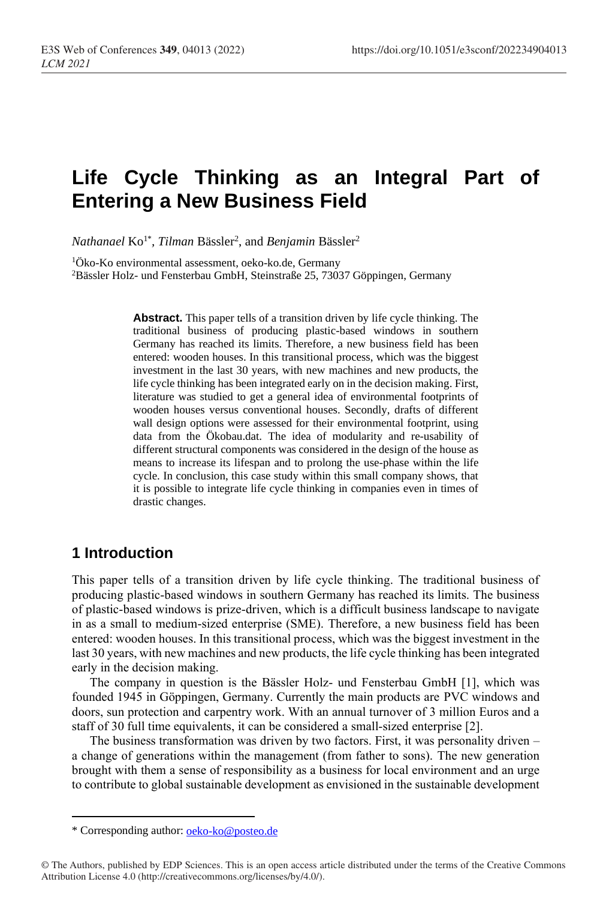# Life Cycle Thinking as an Integral Part of Entering a New Business Field

*Nathanael* Ko[1*], *Tilman* Bässler[2], and *Benjamin* Bässler[2]

[1]Öko-Ko environmental assessment, oeko-ko.de, Germany
[2]Bässler Holz- und Fensterbau GmbH, Steinstraße 25, 73037 Göppingen, Germany

> **Abstract.** This paper tells of a transition driven by life cycle thinking. The traditional business of producing plastic-based windows in southern Germany has reached its limits. Therefore, a new business field has been entered: wooden houses. In this transitional process, which was the biggest investment in the last 30 years, with new machines and new products, the life cycle thinking has been integrated early on in the decision making. First, literature was studied to get a general idea of environmental footprints of wooden houses versus conventional houses. Secondly, drafts of different wall design options were assessed for their environmental footprint, using data from the Ökobau.dat. The idea of modularity and re-usability of different structural components was considered in the design of the house as means to increase its lifespan and to prolong the use-phase within the life cycle. In conclusion, this case study within this small company shows, that it is possible to integrate life cycle thinking in companies even in times of drastic changes.

## 1 Introduction

This paper tells of a transition driven by life cycle thinking. The traditional business of producing plastic-based windows in southern Germany has reached its limits. The business of plastic-based windows is prize-driven, which is a difficult business landscape to navigate in as a small to medium-sized enterprise (SME). Therefore, a new business field has been entered: wooden houses. In this transitional process, which was the biggest investment in the last 30 years, with new machines and new products, the life cycle thinking has been integrated early in the decision making.

The company in question is the Bässler Holz- und Fensterbau GmbH [1], which was founded 1945 in Göppingen, Germany. Currently the main products are PVC windows and doors, sun protection and carpentry work. With an annual turnover of 3 million Euros and a staff of 30 full time equivalents, it can be considered a small-sized enterprise [2].

The business transformation was driven by two factors. First, it was personality driven – a change of generations within the management (from father to sons). The new generation brought with them a sense of responsibility as a business for local environment and an urge to contribute to global sustainable development as envisioned in the sustainable development

---

* Corresponding author: oeko-ko@posteo.de

© The Authors, published by EDP Sciences. This is an open access article distributed under the terms of the Creative Commons Attribution License 4.0 (http://creativecommons.org/licenses/by/4.0/).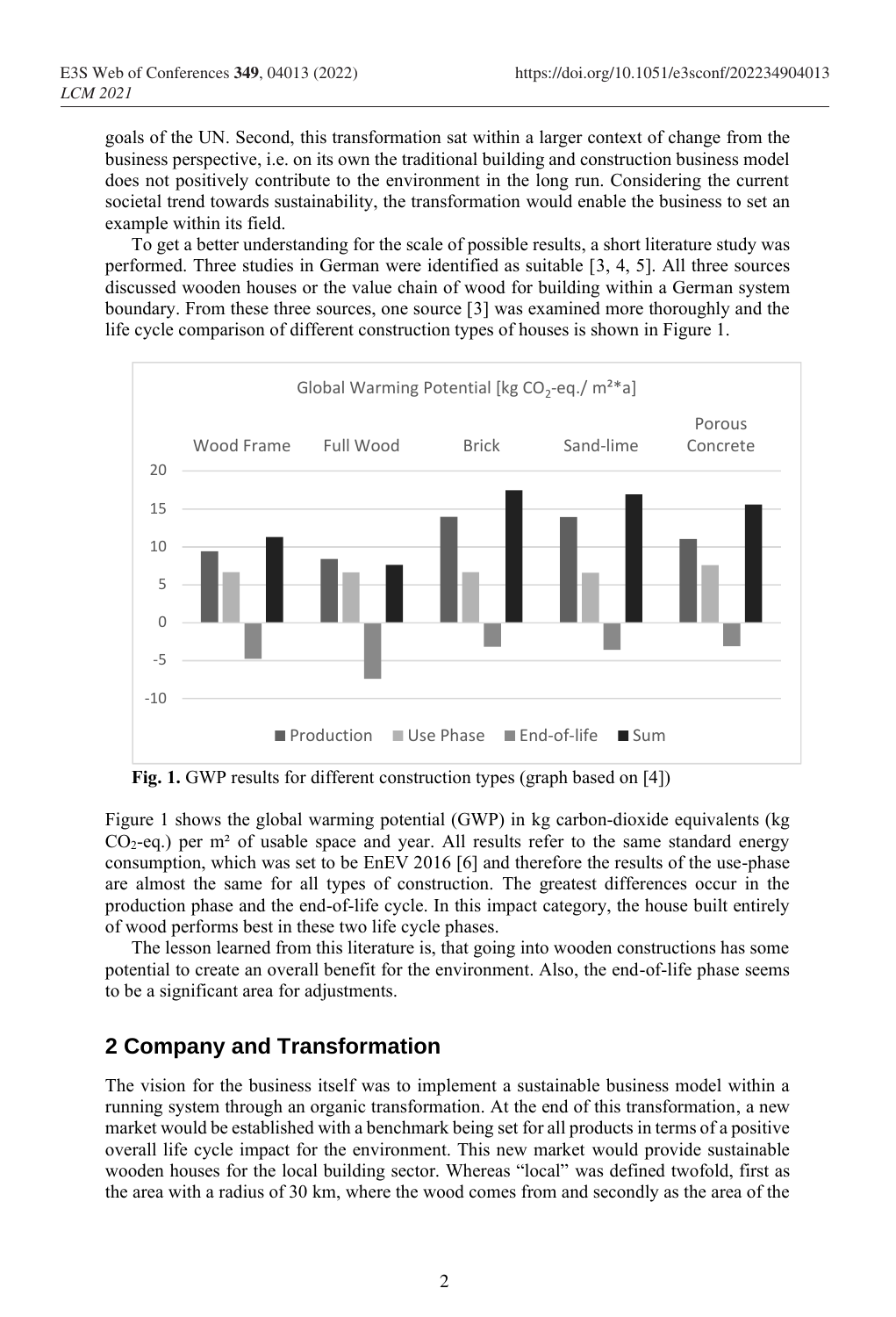goals of the UN. Second, this transformation sat within a larger context of change from the business perspective, i.e. on its own the traditional building and construction business model does not positively contribute to the environment in the long run. Considering the current societal trend towards sustainability, the transformation would enable the business to set an example within its field.

To get a better understanding for the scale of possible results, a short literature study was performed. Three studies in German were identified as suitable [3, 4, 5]. All three sources discussed wooden houses or the value chain of wood for building within a German system boundary. From these three sources, one source [3] was examined more thoroughly and the life cycle comparison of different construction types of houses is shown in Figure 1.

**Fig. 1.** GWP results for different construction types (graph based on [4])

Figure 1 shows the global warming potential (GWP) in kg carbon-dioxide equivalents (kg $CO_2$-eq.) per m² of usable space and year. All results refer to the same standard energy consumption, which was set to be EnEV 2016 [6] and therefore the results of the use-phase are almost the same for all types of construction. The greatest differences occur in the production phase and the end-of-life cycle. In this impact category, the house built entirely of wood performs best in these two life cycle phases.

The lesson learned from this literature is, that going into wooden constructions has some potential to create an overall benefit for the environment. Also, the end-of-life phase seems to be a significant area for adjustments.

## 2 Company and Transformation

The vision for the business itself was to implement a sustainable business model within a running system through an organic transformation. At the end of this transformation, a new market would be established with a benchmark being set for all products in terms of a positive overall life cycle impact for the environment. This new market would provide sustainable wooden houses for the local building sector. Whereas "local" was defined twofold, first as the area with a radius of 30 km, where the wood comes from and secondly as the area of the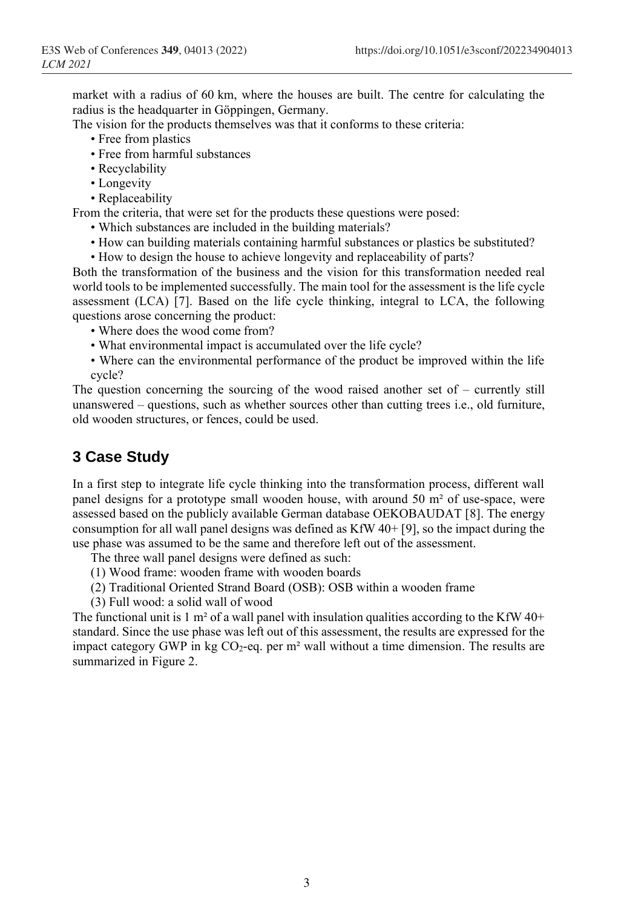market with a radius of 60 km, where the houses are built. The centre for calculating the radius is the headquarter in Göppingen, Germany.

The vision for the products themselves was that it conforms to these criteria:

- Free from plastics
- Free from harmful substances
- Recyclability
- Longevity
- Replaceability

From the criteria, that were set for the products these questions were posed:

- Which substances are included in the building materials?
- How can building materials containing harmful substances or plastics be substituted?
- How to design the house to achieve longevity and replaceability of parts?

Both the transformation of the business and the vision for this transformation needed real world tools to be implemented successfully. The main tool for the assessment is the life cycle assessment (LCA) [7]. Based on the life cycle thinking, integral to LCA, the following questions arose concerning the product:

- Where does the wood come from?
- What environmental impact is accumulated over the life cycle?
- Where can the environmental performance of the product be improved within the life cycle?

The question concerning the sourcing of the wood raised another set of – currently still unanswered – questions, such as whether sources other than cutting trees i.e., old furniture, old wooden structures, or fences, could be used.

## 3 Case Study

In a first step to integrate life cycle thinking into the transformation process, different wall panel designs for a prototype small wooden house, with around 50 m² of use-space, were assessed based on the publicly available German database OEKOBAUDAT [8]. The energy consumption for all wall panel designs was defined as KfW 40+ [9], so the impact during the use phase was assumed to be the same and therefore left out of the assessment.

The three wall panel designs were defined as such:

(1) Wood frame: wooden frame with wooden boards

(2) Traditional Oriented Strand Board (OSB): OSB within a wooden frame

(3) Full wood: a solid wall of wood

The functional unit is 1 m² of a wall panel with insulation qualities according to the KfW 40+ standard. Since the use phase was left out of this assessment, the results are expressed for the impact category GWP in kg $CO_2$-eq. per m² wall without a time dimension. The results are summarized in Figure 2.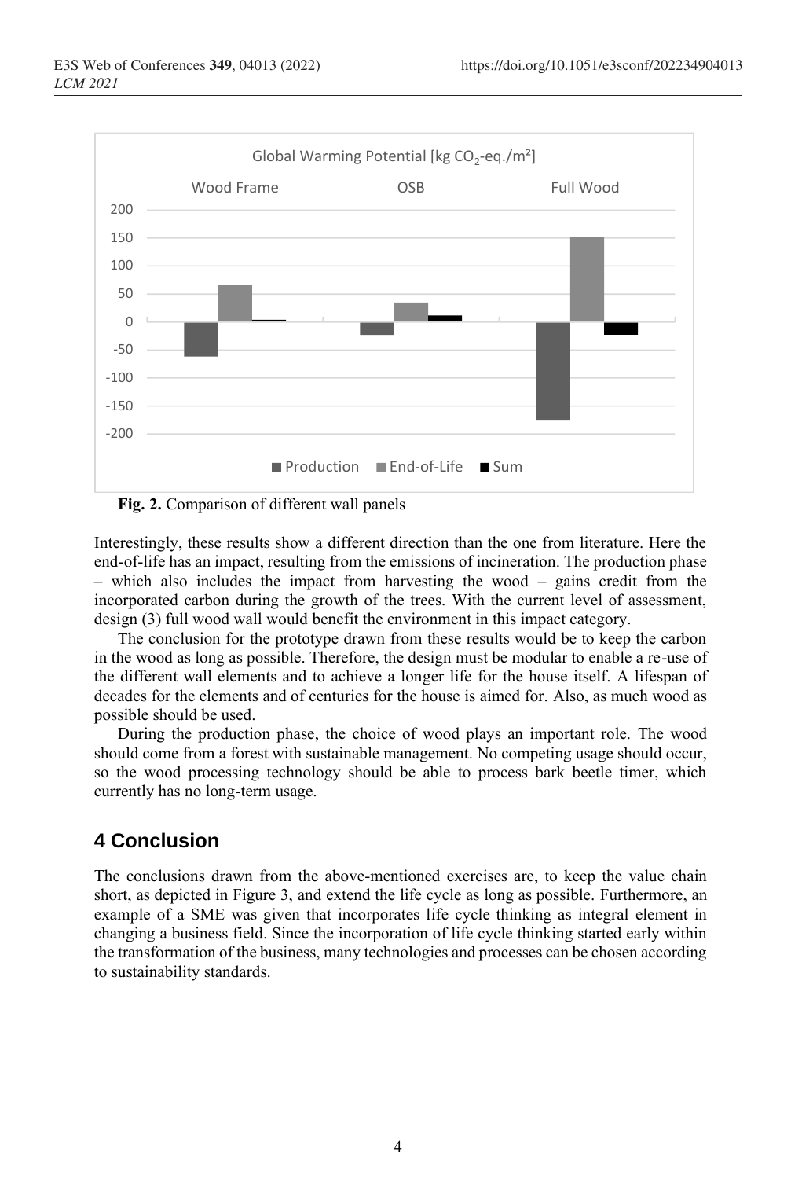Fig. 2. Comparison of different wall panels

Interestingly, these results show a different direction than the one from literature. Here the end-of-life has an impact, resulting from the emissions of incineration. The production phase – which also includes the impact from harvesting the wood – gains credit from the incorporated carbon during the growth of the trees. With the current level of assessment, design (3) full wood wall would benefit the environment in this impact category.

The conclusion for the prototype drawn from these results would be to keep the carbon in the wood as long as possible. Therefore, the design must be modular to enable a re-use of the different wall elements and to achieve a longer life for the house itself. A lifespan of decades for the elements and of centuries for the house is aimed for. Also, as much wood as possible should be used.

During the production phase, the choice of wood plays an important role. The wood should come from a forest with sustainable management. No competing usage should occur, so the wood processing technology should be able to process bark beetle timer, which currently has no long-term usage.

## 4 Conclusion

The conclusions drawn from the above-mentioned exercises are, to keep the value chain short, as depicted in Figure 3, and extend the life cycle as long as possible. Furthermore, an example of a SME was given that incorporates life cycle thinking as integral element in changing a business field. Since the incorporation of life cycle thinking started early within the transformation of the business, many technologies and processes can be chosen according to sustainability standards.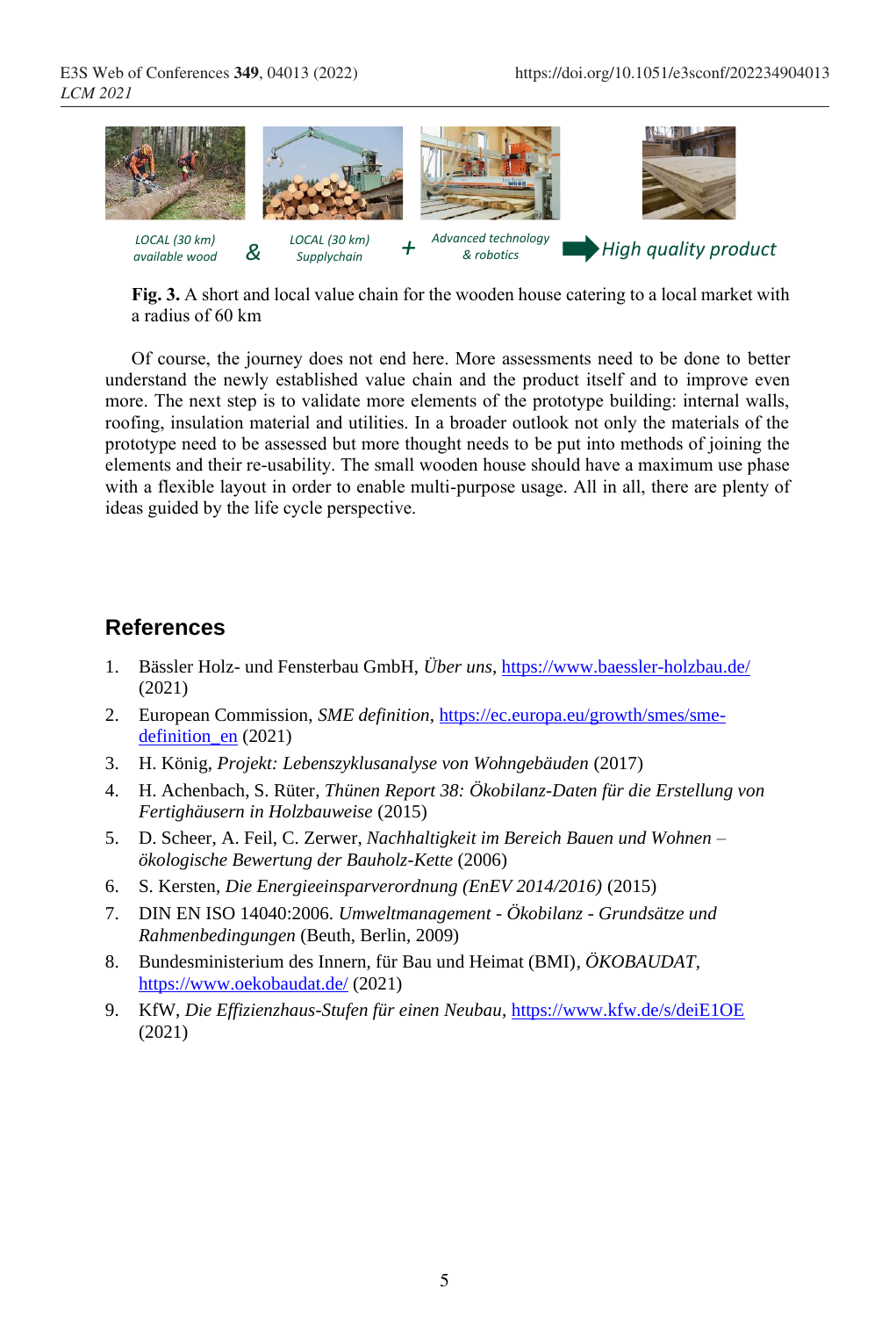LOCAL (30 km) available wood & LOCAL (30 km) Supplychain + Advanced technology & robotics → High quality product

**Fig. 3.** A short and local value chain for the wooden house catering to a local market with a radius of 60 km

Of course, the journey does not end here. More assessments need to be done to better understand the newly established value chain and the product itself and to improve even more. The next step is to validate more elements of the prototype building: internal walls, roofing, insulation material and utilities. In a broader outlook not only the materials of the prototype need to be assessed but more thought needs to be put into methods of joining the elements and their re-usability. The small wooden house should have a maximum use phase with a flexible layout in order to enable multi-purpose usage. All in all, there are plenty of ideas guided by the life cycle perspective.

## References

1. Bässler Holz- und Fensterbau GmbH, *Über uns*, https://www.baessler-holzbau.de/ (2021)
2. European Commission, *SME definition*, https://ec.europa.eu/growth/smes/sme-definition_en (2021)
3. H. König, *Projekt: Lebenszyklusanalyse von Wohngebäuden* (2017)
4. H. Achenbach, S. Rüter, *Thünen Report 38: Ökobilanz-Daten für die Erstellung von Fertighäusern in Holzbauweise* (2015)
5. D. Scheer, A. Feil, C. Zerwer, *Nachhaltigkeit im Bereich Bauen und Wohnen – ökologische Bewertung der Bauholz-Kette* (2006)
6. S. Kersten, *Die Energieeinsparverordnung (EnEV 2014/2016)* (2015)
7. DIN EN ISO 14040:2006. *Umweltmanagement - Ökobilanz - Grundsätze und Rahmenbedingungen* (Beuth, Berlin, 2009)
8. Bundesministerium des Innern, für Bau und Heimat (BMI), *ÖKOBAUDAT*, https://www.oekobaudat.de/ (2021)
9. KfW, *Die Effizienzhaus-Stufen für einen Neubau*, https://www.kfw.de/s/deiE1OE (2021)